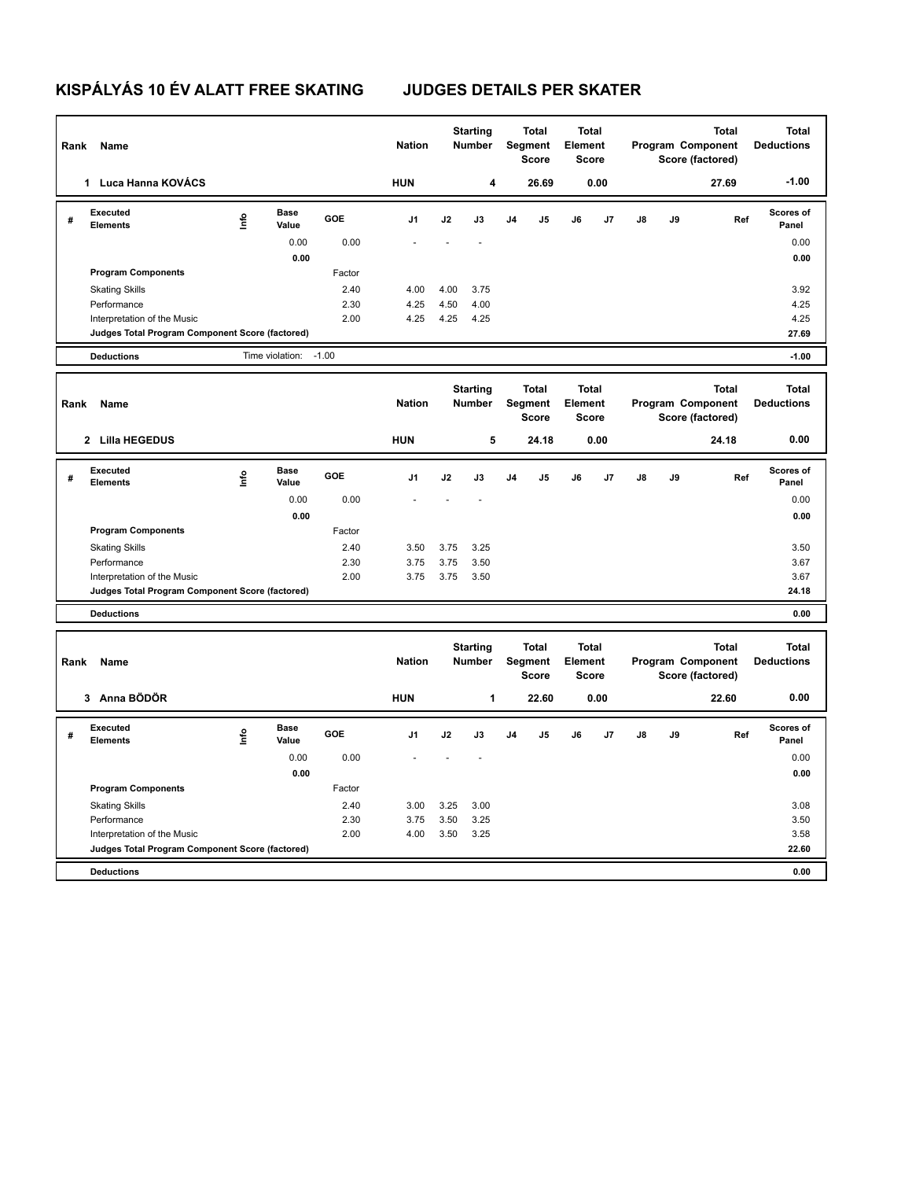# KISPÁLYÁS 10 ÉV ALATT FREE SKATING JUDGES DETAILS PER SKATER

| Rank | Name | Nation | Starting Number | Total Segment Score | Total Element Score | Total Program Component Score (factored) | Total Deductions |
|---|---|---|---|---|---|---|---|
| 1 | Luca Hanna KOVÁCS | HUN | 4 | 26.69 | 0.00 | 27.69 | -1.00 |

| # | Executed Elements | Info | Base Value | GOE | J1 | J2 | J3 | J4 | J5 | J6 | J7 | J8 | J9 | Ref | Scores of Panel |
|---|---|---|---|---|---|---|---|---|---|---|---|---|---|---|---|
| | | | 0.00 | 0.00 | - | - | - | | | | | | | | 0.00 |
| | | | 0.00 | | | | | | | | | | | | 0.00 |
| | Program Components | | | Factor | | | | | | | | | | | |
| | Skating Skills | | | 2.40 | 4.00 | 4.00 | 3.75 | | | | | | | | 3.92 |
| | Performance | | | 2.30 | 4.25 | 4.50 | 4.00 | | | | | | | | 4.25 |
| | Interpretation of the Music | | | 2.00 | 4.25 | 4.25 | 4.25 | | | | | | | | 4.25 |
| | Judges Total Program Component Score (factored) | | | | | | | | | | | | | | 27.69 |
| | Deductions | | Time violation: | -1.00 | | | | | | | | | | | -1.00 |

| Rank | Name | Nation | Starting Number | Total Segment Score | Total Element Score | Total Program Component Score (factored) | Total Deductions |
|---|---|---|---|---|---|---|---|
| 2 | Lilla HEGEDUS | HUN | 5 | 24.18 | 0.00 | 24.18 | 0.00 |

| # | Executed Elements | Info | Base Value | GOE | J1 | J2 | J3 | J4 | J5 | J6 | J7 | J8 | J9 | Ref | Scores of Panel |
|---|---|---|---|---|---|---|---|---|---|---|---|---|---|---|---|
| | | | 0.00 | 0.00 | - | - | - | | | | | | | | 0.00 |
| | | | 0.00 | | | | | | | | | | | | 0.00 |
| | Program Components | | | Factor | | | | | | | | | | | |
| | Skating Skills | | | 2.40 | 3.50 | 3.75 | 3.25 | | | | | | | | 3.50 |
| | Performance | | | 2.30 | 3.75 | 3.75 | 3.50 | | | | | | | | 3.67 |
| | Interpretation of the Music | | | 2.00 | 3.75 | 3.75 | 3.50 | | | | | | | | 3.67 |
| | Judges Total Program Component Score (factored) | | | | | | | | | | | | | | 24.18 |
| | Deductions | | | | | | | | | | | | | | 0.00 |

| Rank | Name | Nation | Starting Number | Total Segment Score | Total Element Score | Total Program Component Score (factored) | Total Deductions |
|---|---|---|---|---|---|---|---|
| 3 | Anna BÖDÖR | HUN | 1 | 22.60 | 0.00 | 22.60 | 0.00 |

| # | Executed Elements | Info | Base Value | GOE | J1 | J2 | J3 | J4 | J5 | J6 | J7 | J8 | J9 | Ref | Scores of Panel |
|---|---|---|---|---|---|---|---|---|---|---|---|---|---|---|---|
| | | | 0.00 | 0.00 | - | - | - | | | | | | | | 0.00 |
| | | | 0.00 | | | | | | | | | | | | 0.00 |
| | Program Components | | | Factor | | | | | | | | | | | |
| | Skating Skills | | | 2.40 | 3.00 | 3.25 | 3.00 | | | | | | | | 3.08 |
| | Performance | | | 2.30 | 3.75 | 3.50 | 3.25 | | | | | | | | 3.50 |
| | Interpretation of the Music | | | 2.00 | 4.00 | 3.50 | 3.25 | | | | | | | | 3.58 |
| | Judges Total Program Component Score (factored) | | | | | | | | | | | | | | 22.60 |
| | Deductions | | | | | | | | | | | | | | 0.00 |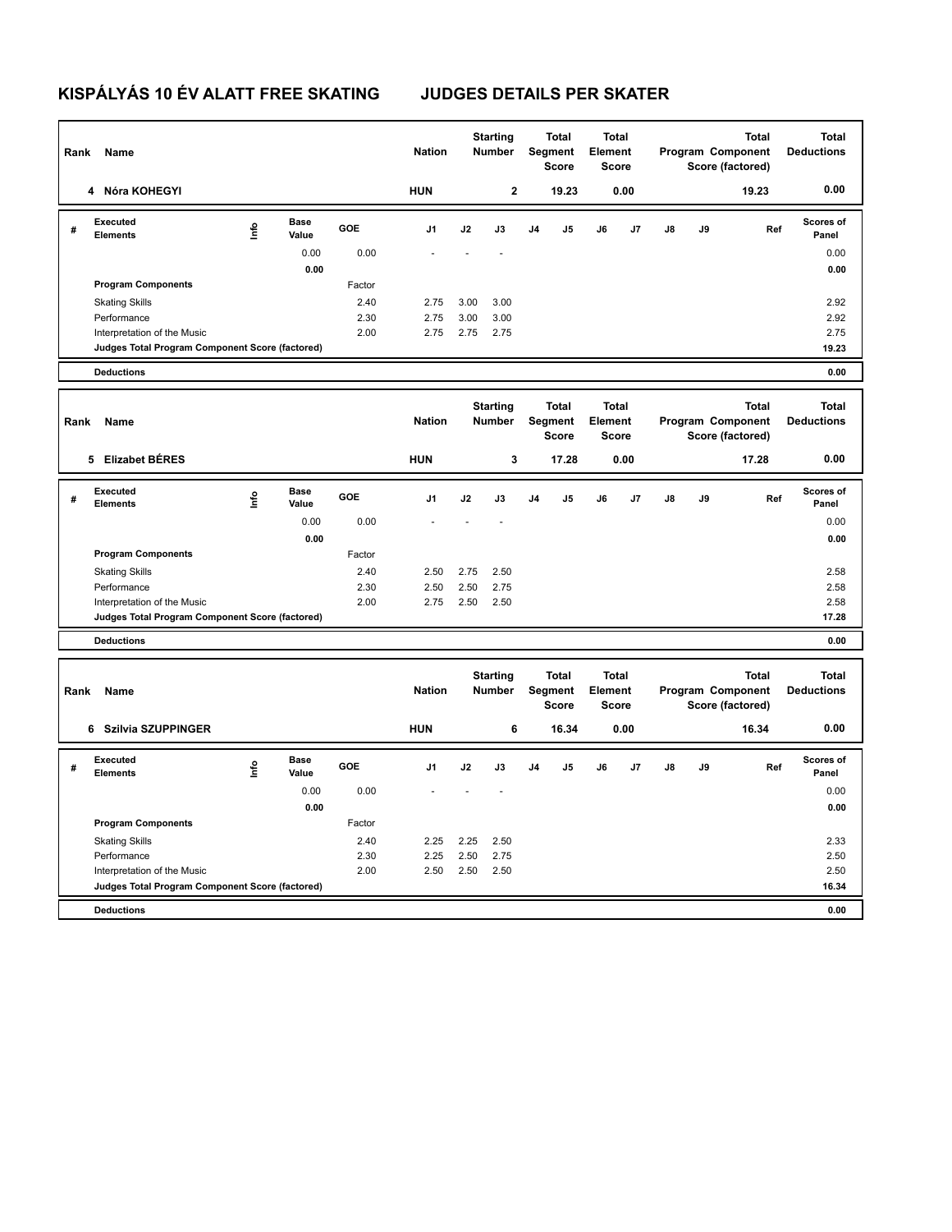# KISPÁLYÁS 10 ÉV ALATT FREE SKATING JUDGES DETAILS PER SKATER

| Rank | Name | Nation | Starting Number | Total Segment Score | Total Element Score | Total Program Component Score (factored) | Total Deductions |
|---|---|---|---|---|---|---|---|
| 4 | Nóra KOHEGYI | HUN | 2 | 19.23 | 0.00 | 19.23 | 0.00 |

| # | Executed Elements | Info | Base Value | GOE | J1 | J2 | J3 | J4 | J5 | J6 | J7 | J8 | J9 | Ref | Scores of Panel |
|---|---|---|---|---|---|---|---|---|---|---|---|---|---|---|---|
| | | | 0.00 | 0.00 | - | - | - | | | | | | | | 0.00 |
| | | | 0.00 | | | | | | | | | | | | 0.00 |
| | Program Components | | | Factor | | | | | | | | | | | |
| | Skating Skills | | | 2.40 | 2.75 | 3.00 | 3.00 | | | | | | | | 2.92 |
| | Performance | | | 2.30 | 2.75 | 3.00 | 3.00 | | | | | | | | 2.92 |
| | Interpretation of the Music | | | 2.00 | 2.75 | 2.75 | 2.75 | | | | | | | | 2.75 |
| | Judges Total Program Component Score (factored) | | | | | | | | | | | | | | 19.23 |
| | Deductions | | | | | | | | | | | | | | 0.00 |

| Rank | Name | Nation | Starting Number | Total Segment Score | Total Element Score | Total Program Component Score (factored) | Total Deductions |
|---|---|---|---|---|---|---|---|
| 5 | Elizabet BÉRES | HUN | 3 | 17.28 | 0.00 | 17.28 | 0.00 |

| # | Executed Elements | Info | Base Value | GOE | J1 | J2 | J3 | J4 | J5 | J6 | J7 | J8 | J9 | Ref | Scores of Panel |
|---|---|---|---|---|---|---|---|---|---|---|---|---|---|---|---|
| | | | 0.00 | 0.00 | - | - | - | | | | | | | | 0.00 |
| | | | 0.00 | | | | | | | | | | | | 0.00 |
| | Program Components | | | Factor | | | | | | | | | | | |
| | Skating Skills | | | 2.40 | 2.50 | 2.75 | 2.50 | | | | | | | | 2.58 |
| | Performance | | | 2.30 | 2.50 | 2.50 | 2.75 | | | | | | | | 2.58 |
| | Interpretation of the Music | | | 2.00 | 2.75 | 2.50 | 2.50 | | | | | | | | 2.58 |
| | Judges Total Program Component Score (factored) | | | | | | | | | | | | | | 17.28 |
| | Deductions | | | | | | | | | | | | | | 0.00 |

| Rank | Name | Nation | Starting Number | Total Segment Score | Total Element Score | Total Program Component Score (factored) | Total Deductions |
|---|---|---|---|---|---|---|---|
| 6 | Szilvia SZUPPINGER | HUN | 6 | 16.34 | 0.00 | 16.34 | 0.00 |

| # | Executed Elements | Info | Base Value | GOE | J1 | J2 | J3 | J4 | J5 | J6 | J7 | J8 | J9 | Ref | Scores of Panel |
|---|---|---|---|---|---|---|---|---|---|---|---|---|---|---|---|
| | | | 0.00 | 0.00 | - | - | - | | | | | | | | 0.00 |
| | | | 0.00 | | | | | | | | | | | | 0.00 |
| | Program Components | | | Factor | | | | | | | | | | | |
| | Skating Skills | | | 2.40 | 2.25 | 2.25 | 2.50 | | | | | | | | 2.33 |
| | Performance | | | 2.30 | 2.25 | 2.50 | 2.75 | | | | | | | | 2.50 |
| | Interpretation of the Music | | | 2.00 | 2.50 | 2.50 | 2.50 | | | | | | | | 2.50 |
| | Judges Total Program Component Score (factored) | | | | | | | | | | | | | | 16.34 |
| | Deductions | | | | | | | | | | | | | | 0.00 |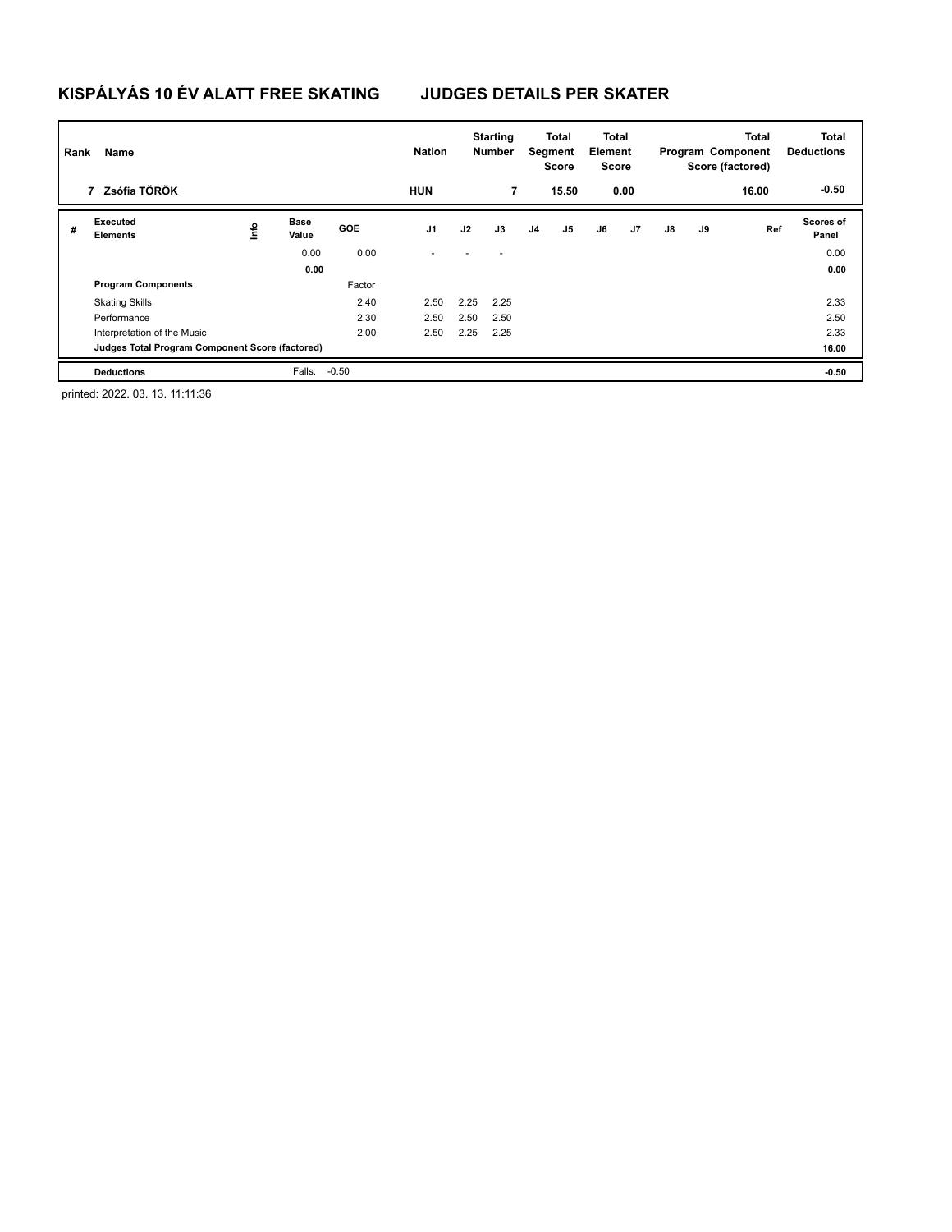# KISPÁLYÁS 10 ÉV ALATT FREE SKATING JUDGES DETAILS PER SKATER

| Rank | Name | Nation | Starting Number | Total Segment Score | Total Element Score | Total Program Component Score (factored) | Total Deductions |
|---|---|---|---|---|---|---|---|
| 7 | Zsófia TÖRÖK | HUN | 7 | 15.50 | 0.00 | 16.00 | -0.50 |

| # | Executed Elements | Info | Base Value | GOE | J1 | J2 | J3 | J4 | J5 | J6 | J7 | J8 | J9 | Ref | Scores of Panel |
|---|---|---|---|---|---|---|---|---|---|---|---|---|---|---|---|
| | | | 0.00 | 0.00 | - | - | - | | | | | | | | 0.00 |
| | | | **0.00** | | | | | | | | | | | | **0.00** |
| | **Program Components** | | | Factor | | | | | | | | | | | |
| | Skating Skills | | | 2.40 | 2.50 | 2.25 | 2.25 | | | | | | | | 2.33 |
| | Performance | | | 2.30 | 2.50 | 2.50 | 2.50 | | | | | | | | 2.50 |
| | Interpretation of the Music | | | 2.00 | 2.50 | 2.25 | 2.25 | | | | | | | | 2.33 |
| | **Judges Total Program Component Score (factored)** | | | | | | | | | | | | | | **16.00** |
| | **Deductions** | | Falls: | -0.50 | | | | | | | | | | | **-0.50** |

printed: 2022. 03. 13. 11:11:36